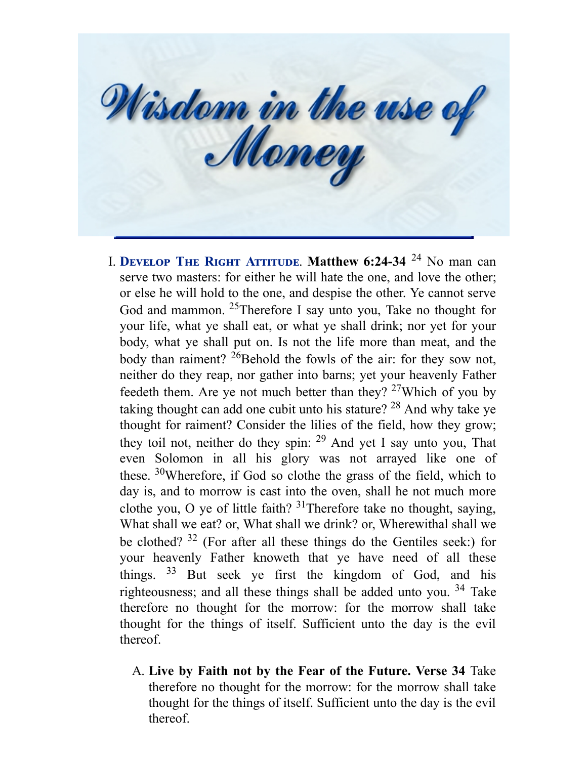# Wisdom in the use of Money

I. **DEVELOP THE RIGHT ATTITUDE**. **Matthew 6:24-34** [24] No man can serve two masters: for either he will hate the one, and love the other; or else he will hold to the one, and despise the other. Ye cannot serve God and mammon. [25]Therefore I say unto you, Take no thought for your life, what ye shall eat, or what ye shall drink; nor yet for your body, what ye shall put on. Is not the life more than meat, and the body than raiment? [26]Behold the fowls of the air: for they sow not, neither do they reap, nor gather into barns; yet your heavenly Father feedeth them. Are ye not much better than they? [27]Which of you by taking thought can add one cubit unto his stature? [28] And why take ye thought for raiment? Consider the lilies of the field, how they grow; they toil not, neither do they spin: [29] And yet I say unto you, That even Solomon in all his glory was not arrayed like one of these. [30]Wherefore, if God so clothe the grass of the field, which to day is, and to morrow is cast into the oven, shall he not much more clothe you, O ye of little faith? [31]Therefore take no thought, saying, What shall we eat? or, What shall we drink? or, Wherewithal shall we be clothed? [32] (For after all these things do the Gentiles seek:) for your heavenly Father knoweth that ye have need of all these things. [33] But seek ye first the kingdom of God, and his righteousness; and all these things shall be added unto you. [34] Take therefore no thought for the morrow: for the morrow shall take thought for the things of itself. Sufficient unto the day is the evil thereof.

   A. **Live by Faith not by the Fear of the Future. Verse 34** Take therefore no thought for the morrow: for the morrow shall take thought for the things of itself. Sufficient unto the day is the evil thereof.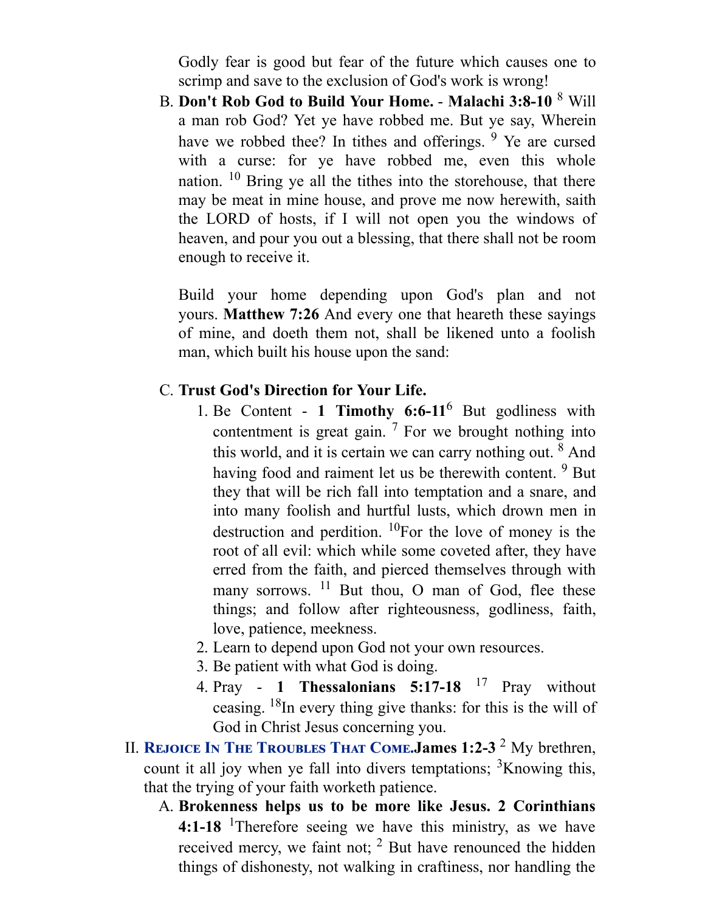Godly fear is good but fear of the future which causes one to scrimp and save to the exclusion of God's work is wrong!

B. **Don't Rob God to Build Your Home.** - **Malachi 3:8-10** [8] Will a man rob God? Yet ye have robbed me. But ye say, Wherein have we robbed thee? In tithes and offerings. [9] Ye are cursed with a curse: for ye have robbed me, even this whole nation. [10] Bring ye all the tithes into the storehouse, that there may be meat in mine house, and prove me now herewith, saith the LORD of hosts, if I will not open you the windows of heaven, and pour you out a blessing, that there shall not be room enough to receive it.

   Build your home depending upon God's plan and not yours. **Matthew 7:26** And every one that heareth these sayings of mine, and doeth them not, shall be likened unto a foolish man, which built his house upon the sand:

C. **Trust God's Direction for Your Life.**
   1. Be Content - **1 Timothy 6:6-11**[6] But godliness with contentment is great gain. [7] For we brought nothing into this world, and it is certain we can carry nothing out. [8] And having food and raiment let us be therewith content. [9] But they that will be rich fall into temptation and a snare, and into many foolish and hurtful lusts, which drown men in destruction and perdition. [10]For the love of money is the root of all evil: which while some coveted after, they have erred from the faith, and pierced themselves through with many sorrows. [11] But thou, O man of God, flee these things; and follow after righteousness, godliness, faith, love, patience, meekness.
   2. Learn to depend upon God not your own resources.
   3. Be patient with what God is doing.
   4. Pray - **1 Thessalonians 5:17-18** [17] Pray without ceasing. [18]In every thing give thanks: for this is the will of God in Christ Jesus concerning you.

II. **REJOICE IN THE TROUBLES THAT COME.** **James 1:2-3** [2] My brethren, count it all joy when ye fall into divers temptations; [3]Knowing this, that the trying of your faith worketh patience.

   A. **Brokenness helps us to be more like Jesus. 2 Corinthians 4:1-18** [1]Therefore seeing we have this ministry, as we have received mercy, we faint not; [2] But have renounced the hidden things of dishonesty, not walking in craftiness, nor handling the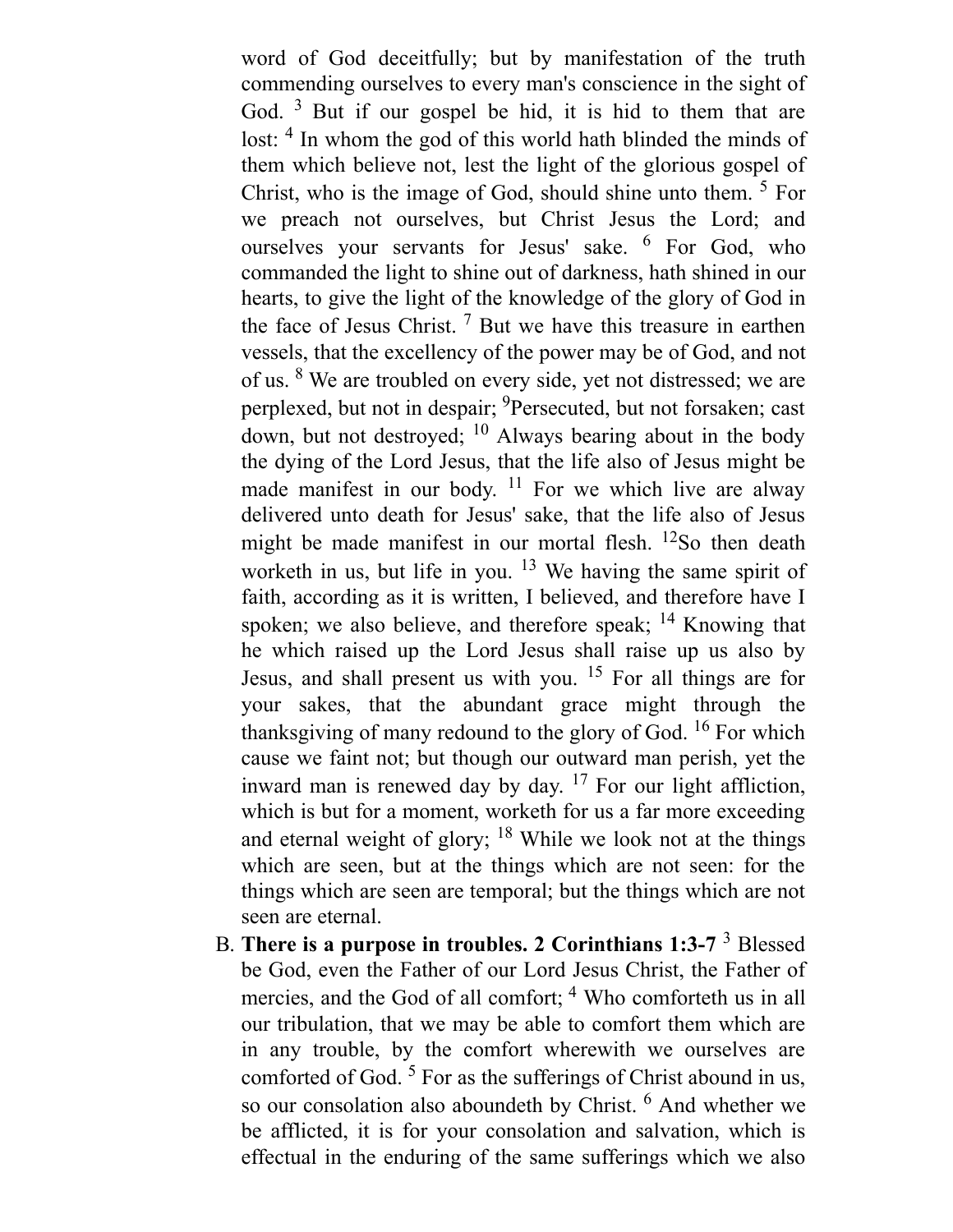word of God deceitfully; but by manifestation of the truth commending ourselves to every man's conscience in the sight of God. [3] But if our gospel be hid, it is hid to them that are lost: [4] In whom the god of this world hath blinded the minds of them which believe not, lest the light of the glorious gospel of Christ, who is the image of God, should shine unto them. [5] For we preach not ourselves, but Christ Jesus the Lord; and ourselves your servants for Jesus' sake. [6] For God, who commanded the light to shine out of darkness, hath shined in our hearts, to give the light of the knowledge of the glory of God in the face of Jesus Christ. [7] But we have this treasure in earthen vessels, that the excellency of the power may be of God, and not of us. [8] We are troubled on every side, yet not distressed; we are perplexed, but not in despair; [9]Persecuted, but not forsaken; cast down, but not destroyed; [10] Always bearing about in the body the dying of the Lord Jesus, that the life also of Jesus might be made manifest in our body. [11] For we which live are alway delivered unto death for Jesus' sake, that the life also of Jesus might be made manifest in our mortal flesh. [12]So then death worketh in us, but life in you. [13] We having the same spirit of faith, according as it is written, I believed, and therefore have I spoken; we also believe, and therefore speak; [14] Knowing that he which raised up the Lord Jesus shall raise up us also by Jesus, and shall present us with you. [15] For all things are for your sakes, that the abundant grace might through the thanksgiving of many redound to the glory of God. [16] For which cause we faint not; but though our outward man perish, yet the inward man is renewed day by day. [17] For our light affliction, which is but for a moment, worketh for us a far more exceeding and eternal weight of glory; [18] While we look not at the things which are seen, but at the things which are not seen: for the things which are seen are temporal; but the things which are not seen are eternal.

B. **There is a purpose in troubles. 2 Corinthians 1:3-7** [3] Blessed be God, even the Father of our Lord Jesus Christ, the Father of mercies, and the God of all comfort; [4] Who comforteth us in all our tribulation, that we may be able to comfort them which are in any trouble, by the comfort wherewith we ourselves are comforted of God. [5] For as the sufferings of Christ abound in us, so our consolation also aboundeth by Christ. [6] And whether we be afflicted, it is for your consolation and salvation, which is effectual in the enduring of the same sufferings which we also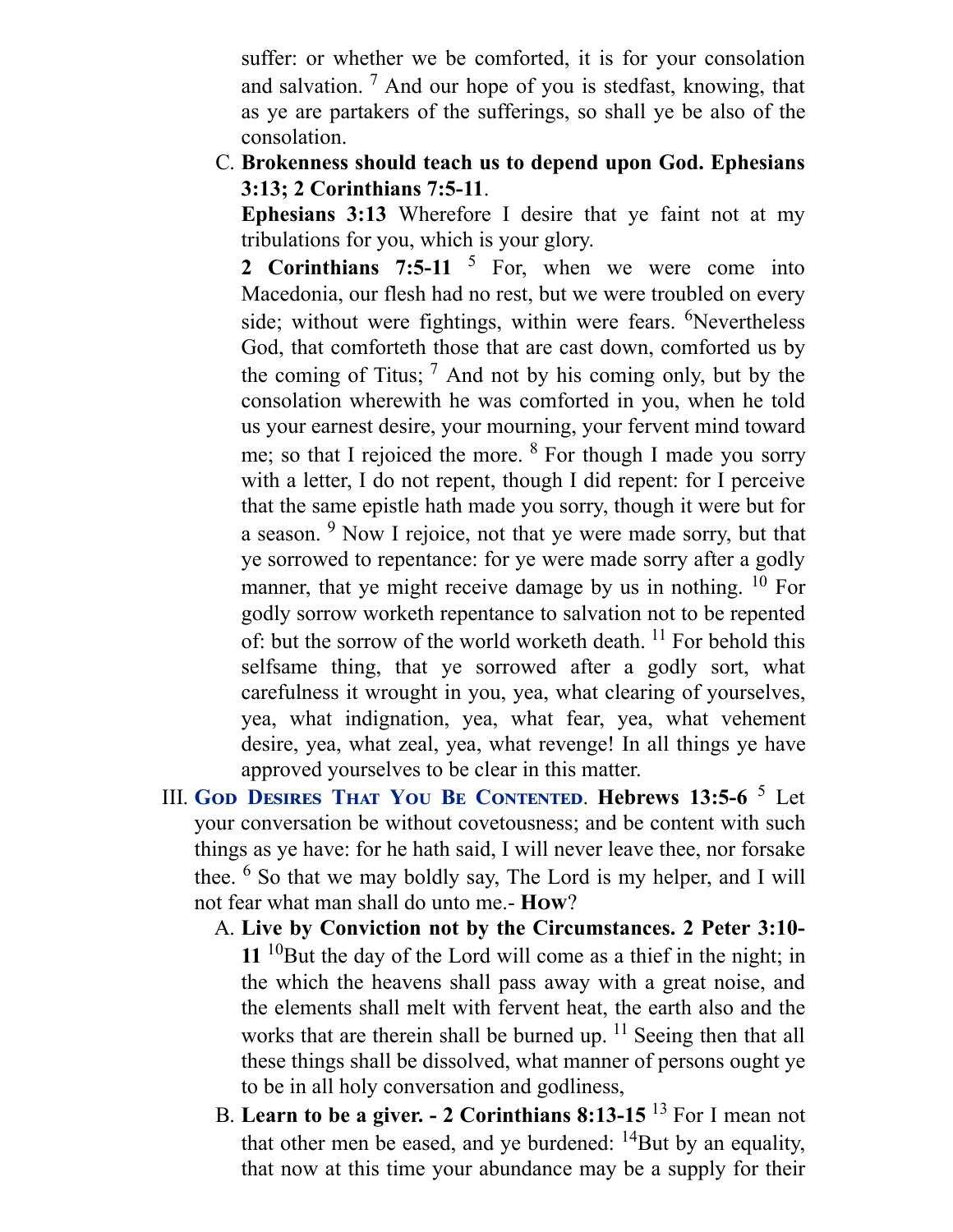suffer: or whether we be comforted, it is for your consolation and salvation. [7] And our hope of you is stedfast, knowing, that as ye are partakers of the sufferings, so shall ye be also of the consolation.

C. **Brokenness should teach us to depend upon God. Ephesians 3:13; 2 Corinthians 7:5-11**.

**Ephesians 3:13** Wherefore I desire that ye faint not at my tribulations for you, which is your glory.

**2 Corinthians 7:5-11** [5] For, when we were come into Macedonia, our flesh had no rest, but we were troubled on every side; without were fightings, within were fears. [6]Nevertheless God, that comforteth those that are cast down, comforted us by the coming of Titus; [7] And not by his coming only, but by the consolation wherewith he was comforted in you, when he told us your earnest desire, your mourning, your fervent mind toward me; so that I rejoiced the more. [8] For though I made you sorry with a letter, I do not repent, though I did repent: for I perceive that the same epistle hath made you sorry, though it were but for a season. [9] Now I rejoice, not that ye were made sorry, but that ye sorrowed to repentance: for ye were made sorry after a godly manner, that ye might receive damage by us in nothing. [10] For godly sorrow worketh repentance to salvation not to be repented of: but the sorrow of the world worketh death. [11] For behold this selfsame thing, that ye sorrowed after a godly sort, what carefulness it wrought in you, yea, what clearing of yourselves, yea, what indignation, yea, what fear, yea, what vehement desire, yea, what zeal, yea, what revenge! In all things ye have approved yourselves to be clear in this matter.

III. **God Desires That You Be Contented**. **Hebrews 13:5-6** [5] Let your conversation be without covetousness; and be content with such things as ye have: for he hath said, I will never leave thee, nor forsake thee. [6] So that we may boldly say, The Lord is my helper, and I will not fear what man shall do unto me.- **How**?

A. **Live by Conviction not by the Circumstances. 2 Peter 3:10-11** [10]But the day of the Lord will come as a thief in the night; in the which the heavens shall pass away with a great noise, and the elements shall melt with fervent heat, the earth also and the works that are therein shall be burned up. [11] Seeing then that all these things shall be dissolved, what manner of persons ought ye to be in all holy conversation and godliness,

B. **Learn to be a giver. - 2 Corinthians 8:13-15** [13] For I mean not that other men be eased, and ye burdened: [14]But by an equality, that now at this time your abundance may be a supply for their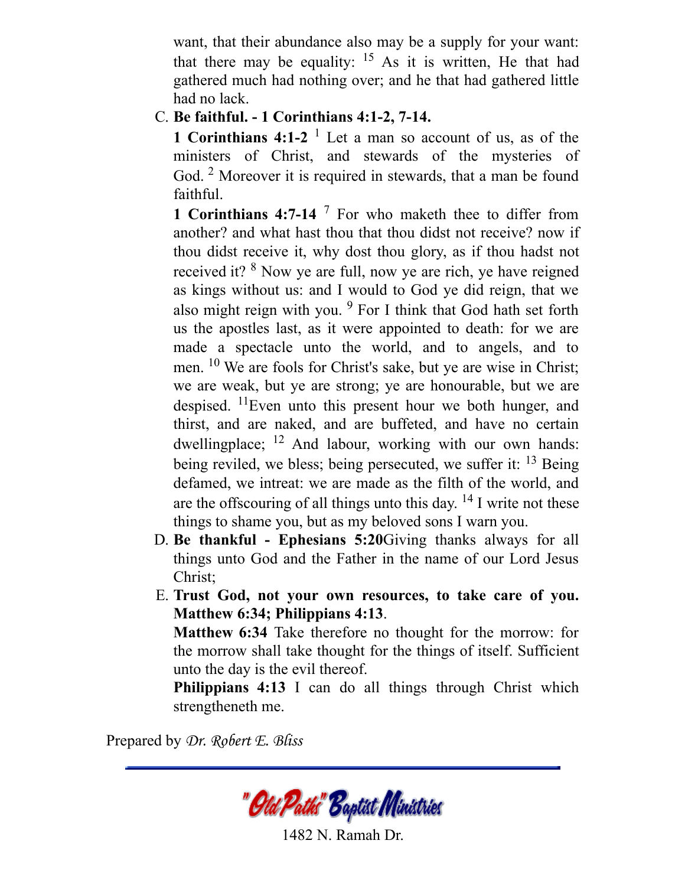want, that their abundance also may be a supply for your want: that there may be equality: [15] As it is written, He that had gathered much had nothing over; and he that had gathered little had no lack.

C. **Be faithful. - 1 Corinthians 4:1-2, 7-14.**

   **1 Corinthians 4:1-2** [1] Let a man so account of us, as of the ministers of Christ, and stewards of the mysteries of God. [2] Moreover it is required in stewards, that a man be found faithful.

   **1 Corinthians 4:7-14** [7] For who maketh thee to differ from another? and what hast thou that thou didst not receive? now if thou didst receive it, why dost thou glory, as if thou hadst not received it? [8] Now ye are full, now ye are rich, ye have reigned as kings without us: and I would to God ye did reign, that we also might reign with you. [9] For I think that God hath set forth us the apostles last, as it were appointed to death: for we are made a spectacle unto the world, and to angels, and to men. [10] We are fools for Christ's sake, but ye are wise in Christ; we are weak, but ye are strong; ye are honourable, but we are despised. [11]Even unto this present hour we both hunger, and thirst, and are naked, and are buffeted, and have no certain dwellingplace; [12] And labour, working with our own hands: being reviled, we bless; being persecuted, we suffer it: [13] Being defamed, we intreat: we are made as the filth of the world, and are the offscouring of all things unto this day. [14] I write not these things to shame you, but as my beloved sons I warn you.

D. **Be thankful - Ephesians 5:20**Giving thanks always for all things unto God and the Father in the name of our Lord Jesus Christ;

E. **Trust God, not your own resources, to take care of you. Matthew 6:34; Philippians 4:13**.

   **Matthew 6:34** Take therefore no thought for the morrow: for the morrow shall take thought for the things of itself. Sufficient unto the day is the evil thereof.

   **Philippians 4:13** I can do all things through Christ which strengtheneth me.

Prepared by *Dr. Robert E. Bliss*

"Old Paths" Baptist Ministries

1482 N. Ramah Dr.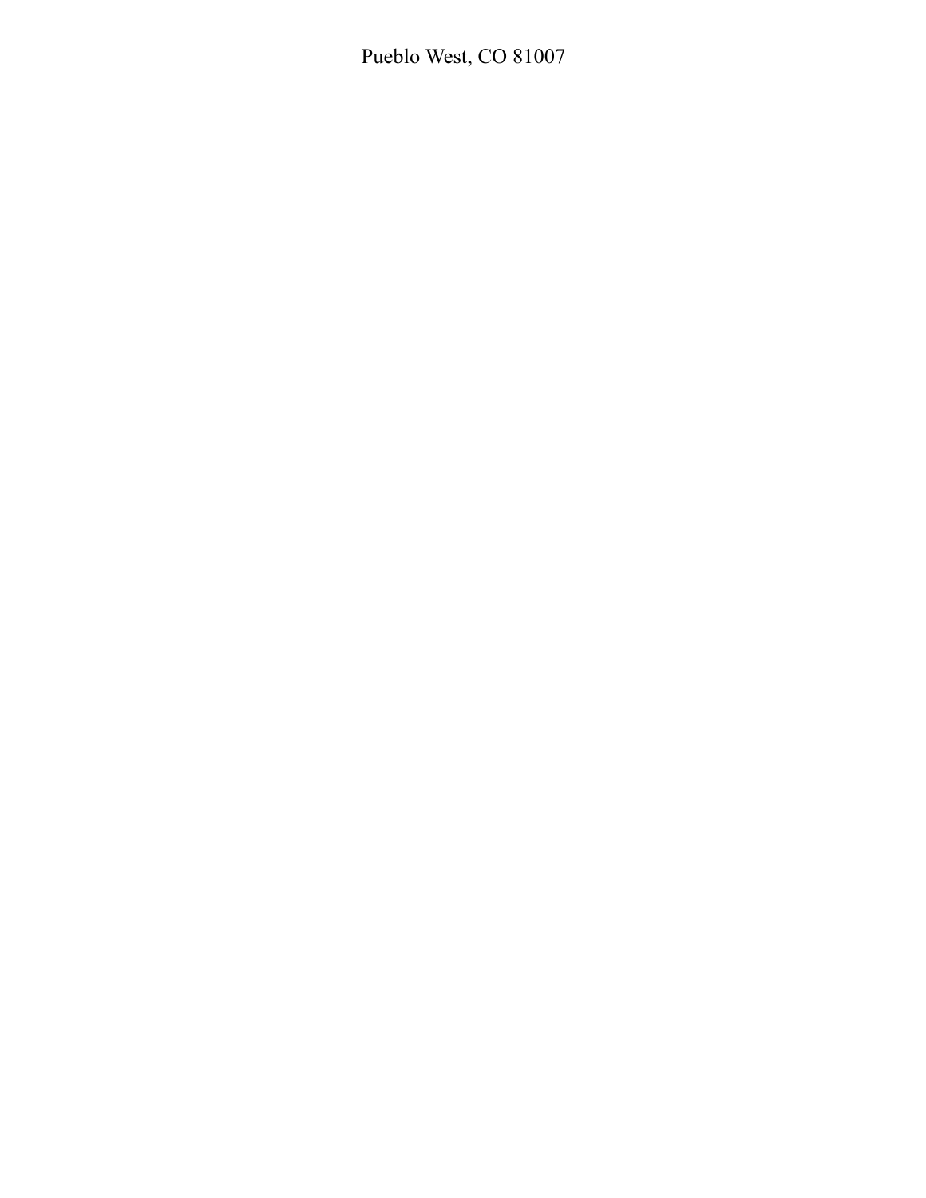Pueblo West, CO 81007